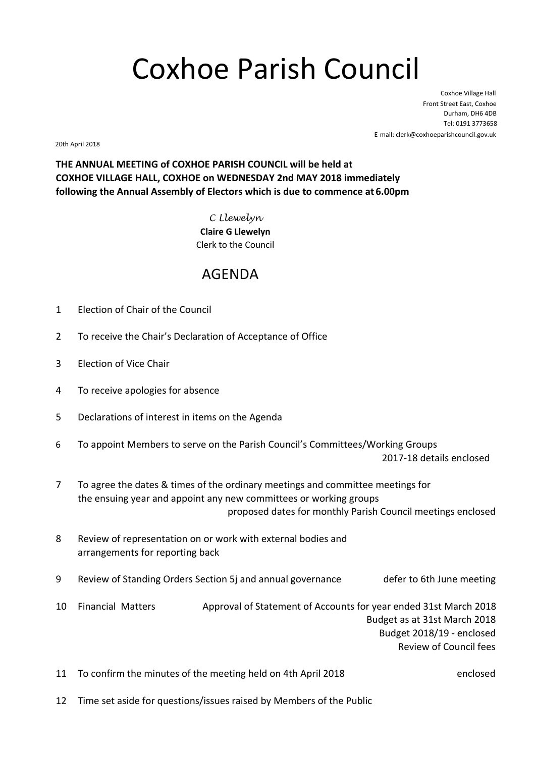# Coxhoe Parish Council

Coxhoe Village Hall
Front Street East, Coxhoe
Durham, DH6 4DB
Tel: 0191 3773658
E-mail: clerk@coxhoeparishcouncil.gov.uk

20th April 2018

**THE ANNUAL MEETING of COXHOE PARISH COUNCIL will be held at COXHOE VILLAGE HALL, COXHOE on WEDNESDAY 2nd MAY 2018 immediately following the Annual Assembly of Electors which is due to commence at 6.00pm**

*C Llewelyn*
**Claire G Llewelyn**
Clerk to the Council

## AGENDA

1. Election of Chair of the Council

2. To receive the Chair's Declaration of Acceptance of Office

3. Election of Vice Chair

4. To receive apologies for absence

5. Declarations of interest in items on the Agenda

6. To appoint Members to serve on the Parish Council's Committees/Working Groups
   2017-18 details enclosed

7. To agree the dates & times of the ordinary meetings and committee meetings for the ensuing year and appoint any new committees or working groups
   proposed dates for monthly Parish Council meetings enclosed

8. Review of representation on or work with external bodies and arrangements for reporting back

9. Review of Standing Orders Section 5j and annual governance — defer to 6th June meeting

10. Financial Matters
    - Approval of Statement of Accounts for year ended 31st March 2018
    - Budget as at 31st March 2018
    - Budget 2018/19 - enclosed
    - Review of Council fees

11. To confirm the minutes of the meeting held on 4th April 2018 — enclosed

12. Time set aside for questions/issues raised by Members of the Public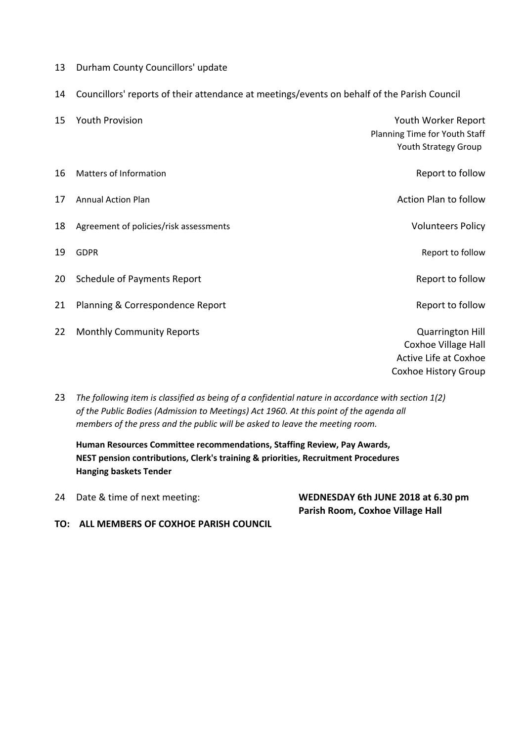13 Durham County Councillors' update

14 Councillors' reports of their attendance at meetings/events on behalf of the Parish Council

15 Youth Provision — Youth Worker Report
Planning Time for Youth Staff
Youth Strategy Group

16 Matters of Information — Report to follow

17 Annual Action Plan — Action Plan to follow

18 Agreement of policies/risk assessments — Volunteers Policy

19 GDPR — Report to follow

20 Schedule of Payments Report — Report to follow

21 Planning & Correspondence Report — Report to follow

22 Monthly Community Reports — Quarrington Hill
Coxhoe Village Hall
Active Life at Coxhoe
Coxhoe History Group

23 *The following item is classified as being of a confidential nature in accordance with section 1(2) of the Public Bodies (Admission to Meetings) Act 1960. At this point of the agenda all members of the press and the public will be asked to leave the meeting room.*

**Human Resources Committee recommendations, Staffing Review, Pay Awards, NEST pension contributions, Clerk's training & priorities, Recruitment Procedures**
**Hanging baskets Tender**

24 Date & time of next meeting: **WEDNESDAY 6th JUNE 2018 at 6.30 pm**
**Parish Room, Coxhoe Village Hall**

**TO: ALL MEMBERS OF COXHOE PARISH COUNCIL**